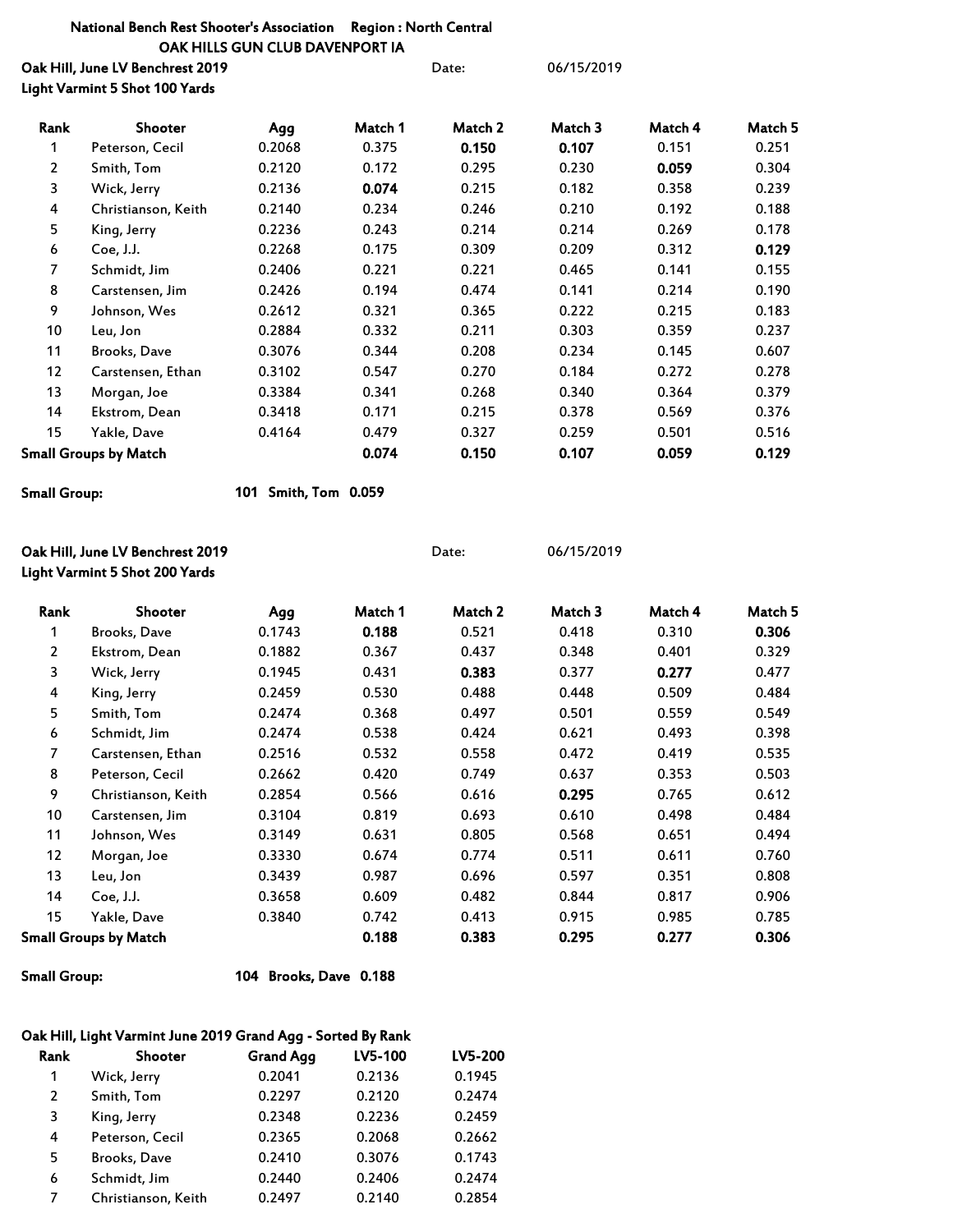**National Bench Rest Shooter's Association    Region : North Central**

**OAK HILLS GUN CLUB DAVENPORT IA**

**Oak Hill, June LV Benchrest 2019**    Date: 06/15/2019

**Light Varmint 5 Shot 100 Yards**

| Rank | Shooter | Agg | Match 1 | Match 2 | Match 3 | Match 4 | Match 5 |
|---|---|---|---|---|---|---|---|
| 1 | Peterson, Cecil | 0.2068 | 0.375 | **0.150** | **0.107** | 0.151 | 0.251 |
| 2 | Smith, Tom | 0.2120 | 0.172 | 0.295 | 0.230 | **0.059** | 0.304 |
| 3 | Wick, Jerry | 0.2136 | **0.074** | 0.215 | 0.182 | 0.358 | 0.239 |
| 4 | Christianson, Keith | 0.2140 | 0.234 | 0.246 | 0.210 | 0.192 | 0.188 |
| 5 | King, Jerry | 0.2236 | 0.243 | 0.214 | 0.214 | 0.269 | 0.178 |
| 6 | Coe, J.J. | 0.2268 | 0.175 | 0.309 | 0.209 | 0.312 | **0.129** |
| 7 | Schmidt, Jim | 0.2406 | 0.221 | 0.221 | 0.465 | 0.141 | 0.155 |
| 8 | Carstensen, Jim | 0.2426 | 0.194 | 0.474 | 0.141 | 0.214 | 0.190 |
| 9 | Johnson, Wes | 0.2612 | 0.321 | 0.365 | 0.222 | 0.215 | 0.183 |
| 10 | Leu, Jon | 0.2884 | 0.332 | 0.211 | 0.303 | 0.359 | 0.237 |
| 11 | Brooks, Dave | 0.3076 | 0.344 | 0.208 | 0.234 | 0.145 | 0.607 |
| 12 | Carstensen, Ethan | 0.3102 | 0.547 | 0.270 | 0.184 | 0.272 | 0.278 |
| 13 | Morgan, Joe | 0.3384 | 0.341 | 0.268 | 0.340 | 0.364 | 0.379 |
| 14 | Ekstrom, Dean | 0.3418 | 0.171 | 0.215 | 0.378 | 0.569 | 0.376 |
| 15 | Yakle, Dave | 0.4164 | 0.479 | 0.327 | 0.259 | 0.501 | 0.516 |
| **Small Groups by Match** | | | **0.074** | **0.150** | **0.107** | **0.059** | **0.129** |

**Small Group:**    **101 Smith, Tom 0.059**

**Oak Hill, June LV Benchrest 2019**    Date: 06/15/2019

**Light Varmint 5 Shot 200 Yards**

| Rank | Shooter | Agg | Match 1 | Match 2 | Match 3 | Match 4 | Match 5 |
|---|---|---|---|---|---|---|---|
| 1 | Brooks, Dave | 0.1743 | **0.188** | 0.521 | 0.418 | 0.310 | **0.306** |
| 2 | Ekstrom, Dean | 0.1882 | 0.367 | 0.437 | 0.348 | 0.401 | 0.329 |
| 3 | Wick, Jerry | 0.1945 | 0.431 | **0.383** | 0.377 | **0.277** | 0.477 |
| 4 | King, Jerry | 0.2459 | 0.530 | 0.488 | 0.448 | 0.509 | 0.484 |
| 5 | Smith, Tom | 0.2474 | 0.368 | 0.497 | 0.501 | 0.559 | 0.549 |
| 6 | Schmidt, Jim | 0.2474 | 0.538 | 0.424 | 0.621 | 0.493 | 0.398 |
| 7 | Carstensen, Ethan | 0.2516 | 0.532 | 0.558 | 0.472 | 0.419 | 0.535 |
| 8 | Peterson, Cecil | 0.2662 | 0.420 | 0.749 | 0.637 | 0.353 | 0.503 |
| 9 | Christianson, Keith | 0.2854 | 0.566 | 0.616 | **0.295** | 0.765 | 0.612 |
| 10 | Carstensen, Jim | 0.3104 | 0.819 | 0.693 | 0.610 | 0.498 | 0.484 |
| 11 | Johnson, Wes | 0.3149 | 0.631 | 0.805 | 0.568 | 0.651 | 0.494 |
| 12 | Morgan, Joe | 0.3330 | 0.674 | 0.774 | 0.511 | 0.611 | 0.760 |
| 13 | Leu, Jon | 0.3439 | 0.987 | 0.696 | 0.597 | 0.351 | 0.808 |
| 14 | Coe, J.J. | 0.3658 | 0.609 | 0.482 | 0.844 | 0.817 | 0.906 |
| 15 | Yakle, Dave | 0.3840 | 0.742 | 0.413 | 0.915 | 0.985 | 0.785 |
| **Small Groups by Match** | | | **0.188** | **0.383** | **0.295** | **0.277** | **0.306** |

**Small Group:**    **104 Brooks, Dave 0.188**

**Oak Hill, Light Varmint June 2019 Grand Agg - Sorted By Rank**

| Rank | Shooter | Grand Agg | LV5-100 | LV5-200 |
|---|---|---|---|---|
| 1 | Wick, Jerry | 0.2041 | 0.2136 | 0.1945 |
| 2 | Smith, Tom | 0.2297 | 0.2120 | 0.2474 |
| 3 | King, Jerry | 0.2348 | 0.2236 | 0.2459 |
| 4 | Peterson, Cecil | 0.2365 | 0.2068 | 0.2662 |
| 5 | Brooks, Dave | 0.2410 | 0.3076 | 0.1743 |
| 6 | Schmidt, Jim | 0.2440 | 0.2406 | 0.2474 |
| 7 | Christianson, Keith | 0.2497 | 0.2140 | 0.2854 |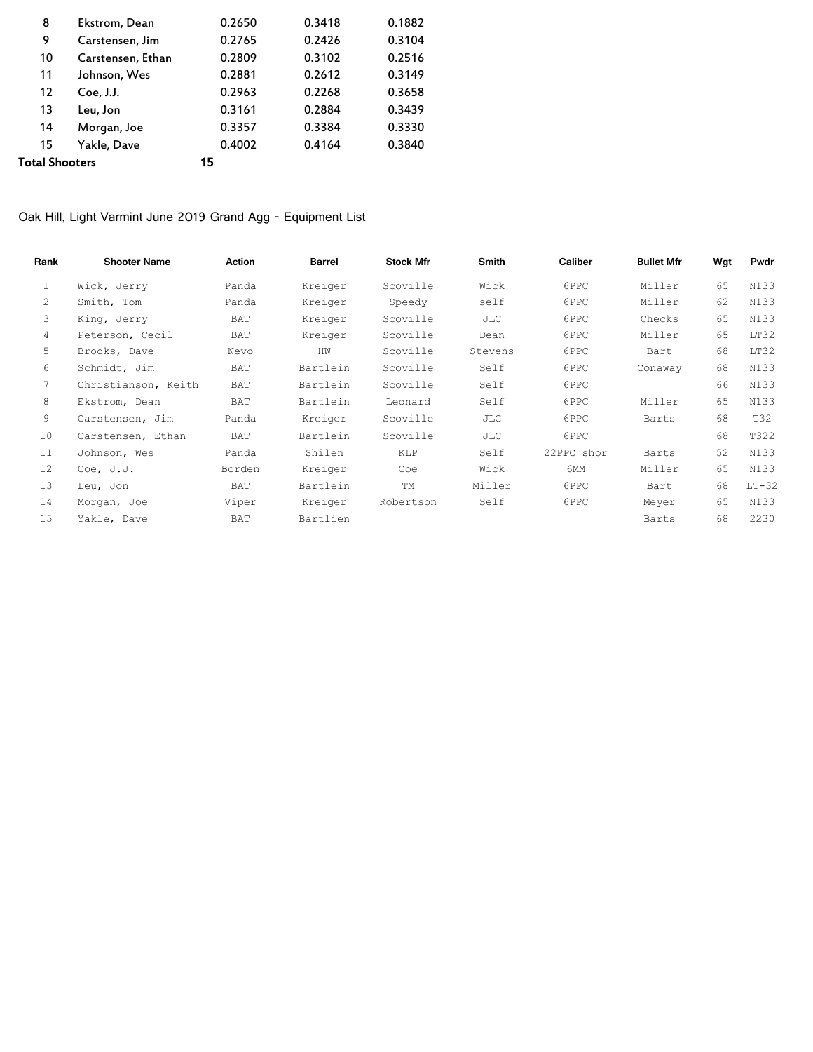| | | | | |
|---|---|---|---|---|
| 8 | Ekstrom, Dean | 0.2650 | 0.3418 | 0.1882 |
| 9 | Carstensen, Jim | 0.2765 | 0.2426 | 0.3104 |
| 10 | Carstensen, Ethan | 0.2809 | 0.3102 | 0.2516 |
| 11 | Johnson, Wes | 0.2881 | 0.2612 | 0.3149 |
| 12 | Coe, J.J. | 0.2963 | 0.2268 | 0.3658 |
| 13 | Leu, Jon | 0.3161 | 0.2884 | 0.3439 |
| 14 | Morgan, Joe | 0.3357 | 0.3384 | 0.3330 |
| 15 | Yakle, Dave | 0.4002 | 0.4164 | 0.3840 |

**Total Shooters** 15

Oak Hill, Light Varmint June 2019 Grand Agg - Equipment List

| Rank | Shooter Name | Action | Barrel | Stock Mfr | Smith | Caliber | Bullet Mfr | Wgt | Pwdr |
|---|---|---|---|---|---|---|---|---|---|
| 1 | Wick, Jerry | Panda | Kreiger | Scoville | Wick | 6PPC | Miller | 65 | N133 |
| 2 | Smith, Tom | Panda | Kreiger | Speedy | self | 6PPC | Miller | 62 | N133 |
| 3 | King, Jerry | BAT | Kreiger | Scoville | JLC | 6PPC | Checks | 65 | N133 |
| 4 | Peterson, Cecil | BAT | Kreiger | Scoville | Dean | 6PPC | Miller | 65 | LT32 |
| 5 | Brooks, Dave | Nevo | HW | Scoville | Stevens | 6PPC | Bart | 68 | LT32 |
| 6 | Schmidt, Jim | BAT | Bartlein | Scoville | Self | 6PPC | Conaway | 68 | N133 |
| 7 | Christianson, Keith | BAT | Bartlein | Scoville | Self | 6PPC | | 66 | N133 |
| 8 | Ekstrom, Dean | BAT | Bartlein | Leonard | Self | 6PPC | Miller | 65 | N133 |
| 9 | Carstensen, Jim | Panda | Kreiger | Scoville | JLC | 6PPC | Barts | 68 | T32 |
| 10 | Carstensen, Ethan | BAT | Bartlein | Scoville | JLC | 6PPC | | 68 | T322 |
| 11 | Johnson, Wes | Panda | Shilen | KLP | Self | 22PPC shor | Barts | 52 | N133 |
| 12 | Coe, J.J. | Borden | Kreiger | Coe | Wick | 6MM | Miller | 65 | N133 |
| 13 | Leu, Jon | BAT | Bartlein | TM | Miller | 6PPC | Bart | 68 | LT-32 |
| 14 | Morgan, Joe | Viper | Kreiger | Robertson | Self | 6PPC | Meyer | 65 | N133 |
| 15 | Yakle, Dave | BAT | Bartlien | | | | Barts | 68 | 2230 |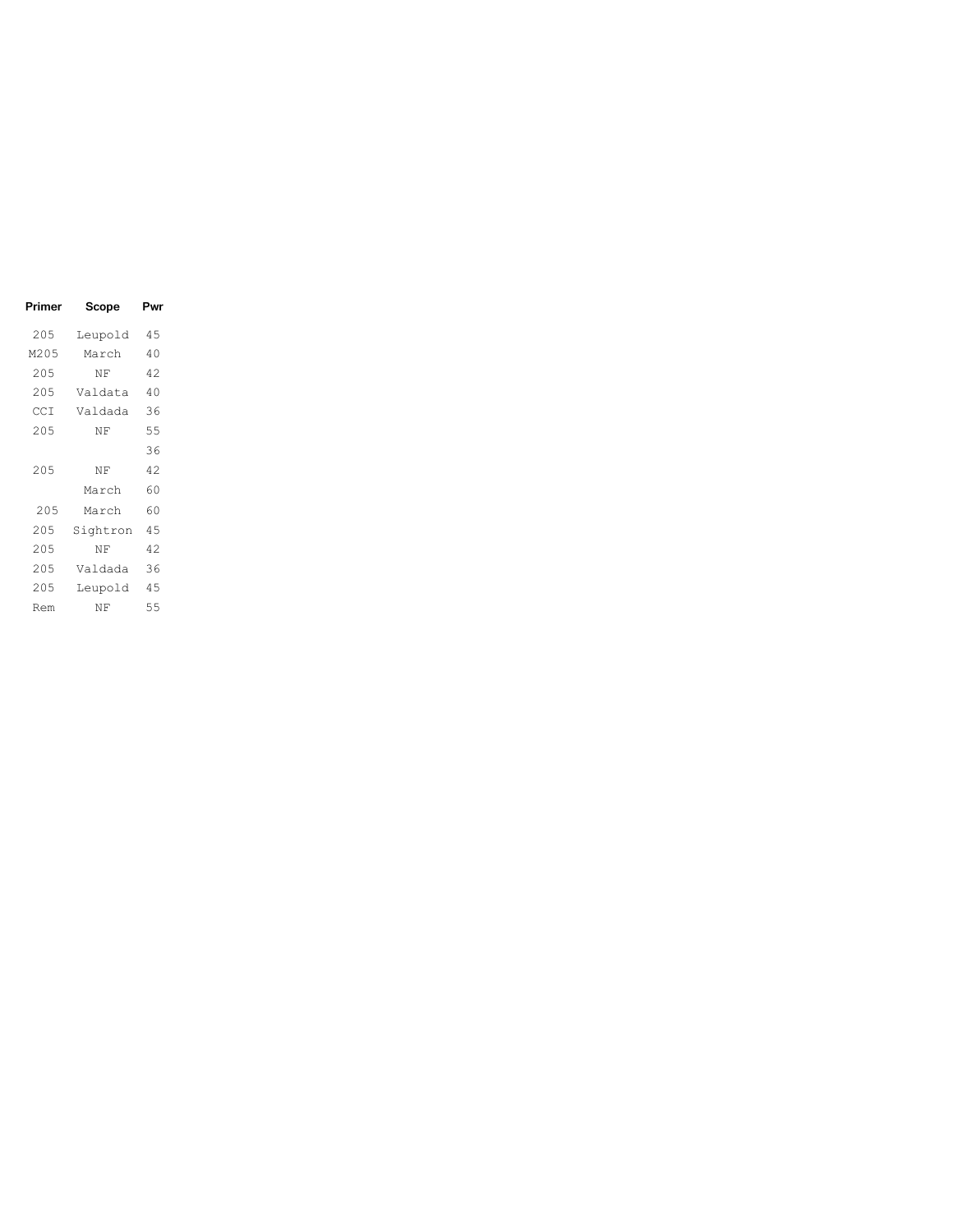| Primer | Scope | Pwr |
|---|---|---|
| 205 | Leupold | 45 |
| M205 | March | 40 |
| 205 | NF | 42 |
| 205 | Valdata | 40 |
| CCI | Valdada | 36 |
| 205 | NF | 55 |
| | | 36 |
| 205 | NF | 42 |
| | March | 60 |
| 205 | March | 60 |
| 205 | Sightron | 45 |
| 205 | NF | 42 |
| 205 | Valdada | 36 |
| 205 | Leupold | 45 |
| Rem | NF | 55 |